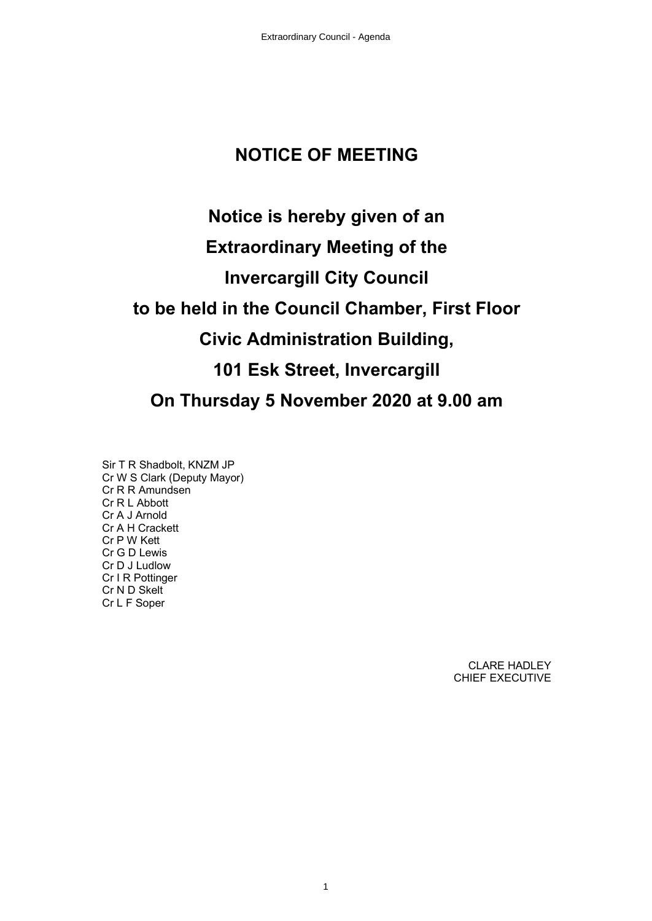# NOTICE OF MEETING

## Notice is hereby given of an

## Extraordinary Meeting of the

## Invercargill City Council

## to be held in the Council Chamber, First Floor

## Civic Administration Building,

## 101 Esk Street, Invercargill

## On Thursday 5 November 2020 at 9.00 am

Sir T R Shadbolt, KNZM JP
Cr W S Clark (Deputy Mayor)
Cr R R Amundsen
Cr R L Abbott
Cr A J Arnold
Cr A H Crackett
Cr P W Kett
Cr G D Lewis
Cr D J Ludlow
Cr I R Pottinger
Cr N D Skelt
Cr L F Soper

CLARE HADLEY
CHIEF EXECUTIVE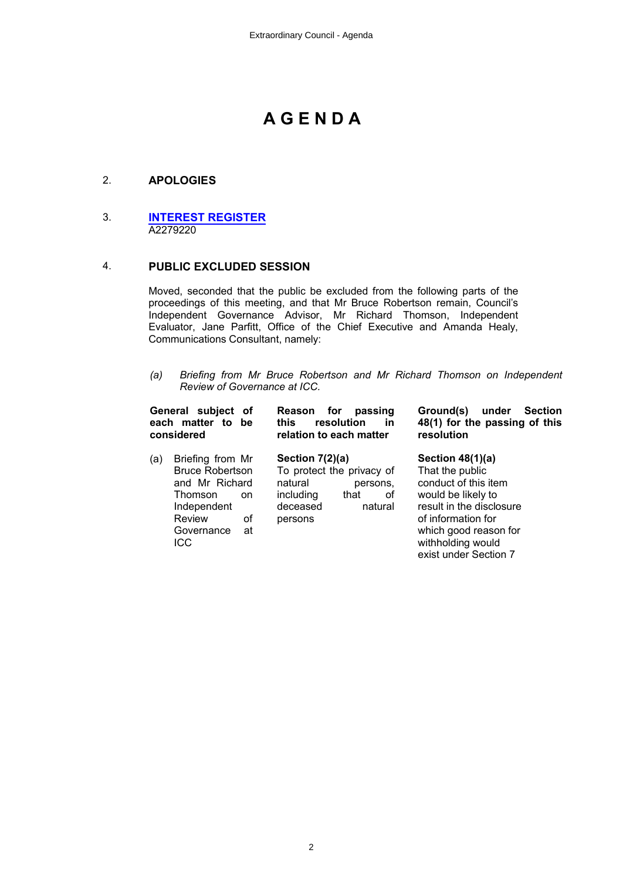# AGENDA

## 2. APOLOGIES

## 3. INTEREST REGISTER

A2279220

## 4. PUBLIC EXCLUDED SESSION

Moved, seconded that the public be excluded from the following parts of the proceedings of this meeting, and that Mr Bruce Robertson remain, Council's Independent Governance Advisor, Mr Richard Thomson, Independent Evaluator, Jane Parfitt, Office of the Chief Executive and Amanda Healy, Communications Consultant, namely:

(a) *Briefing from Mr Bruce Robertson and Mr Richard Thomson on Independent Review of Governance at ICC.*

| General subject of each matter to be considered | Reason for passing this resolution in relation to each matter | Ground(s) under Section 48(1) for the passing of this resolution |
|---|---|---|
| (a) Briefing from Mr Bruce Robertson and Mr Richard Thomson on Independent Review of Governance at ICC | **Section 7(2)(a)** To protect the privacy of natural persons, including that of deceased natural persons | **Section 48(1)(a)** That the public conduct of this item would be likely to result in the disclosure of information for which good reason for withholding would exist under Section 7 |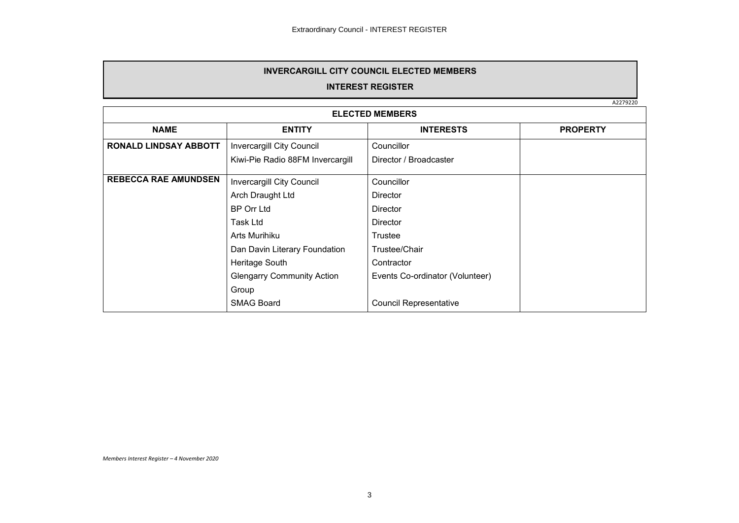# INVERCARGILL CITY COUNCIL ELECTED MEMBERS

## INTEREST REGISTER

A2279220

| ELECTED MEMBERS | | | |
|---|---|---|---|
| **NAME** | **ENTITY** | **INTERESTS** | **PROPERTY** |
| **RONALD LINDSAY ABBOTT** | Invercargill City Council | Councillor | |
| | Kiwi-Pie Radio 88FM Invercargill | Director / Broadcaster | |
| **REBECCA RAE AMUNDSEN** | Invercargill City Council | Councillor | |
| | Arch Draught Ltd | Director | |
| | BP Orr Ltd | Director | |
| | Task Ltd | Director | |
| | Arts Murihiku | Trustee | |
| | Dan Davin Literary Foundation | Trustee/Chair | |
| | Heritage South | Contractor | |
| | Glengarry Community Action Group | Events Co-ordinator (Volunteer) | |
| | SMAG Board | Council Representative | |

*Members Interest Register – 4 November 2020*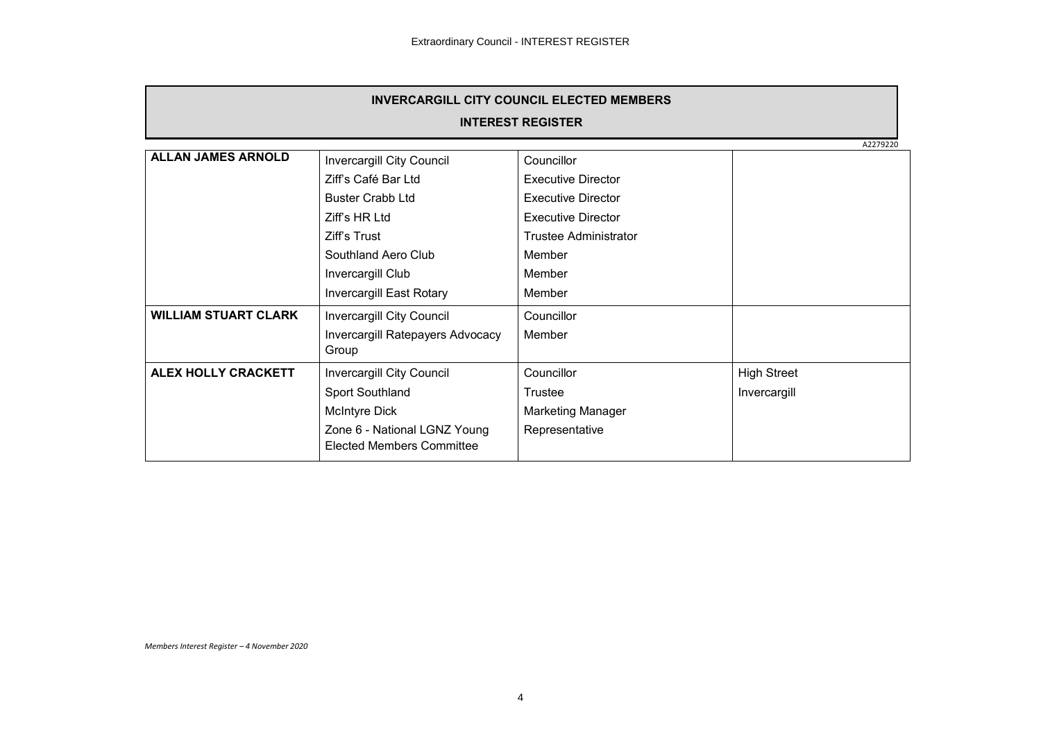## INVERCARGILL CITY COUNCIL ELECTED MEMBERS

## INTEREST REGISTER

A2279220

| | | | |
|---|---|---|---|
| **ALLAN JAMES ARNOLD** | Invercargill City Council | Councillor | |
| | Ziff's Café Bar Ltd | Executive Director | |
| | Buster Crabb Ltd | Executive Director | |
| | Ziff's HR Ltd | Executive Director | |
| | Ziff's Trust | Trustee Administrator | |
| | Southland Aero Club | Member | |
| | Invercargill Club | Member | |
| | Invercargill East Rotary | Member | |
| **WILLIAM STUART CLARK** | Invercargill City Council | Councillor | |
| | Invercargill Ratepayers Advocacy Group | Member | |
| **ALEX HOLLY CRACKETT** | Invercargill City Council | Councillor | High Street |
| | Sport Southland | Trustee | Invercargill |
| | McIntyre Dick | Marketing Manager | |
| | Zone 6 - National LGNZ Young Elected Members Committee | Representative | |

*Members Interest Register – 4 November 2020*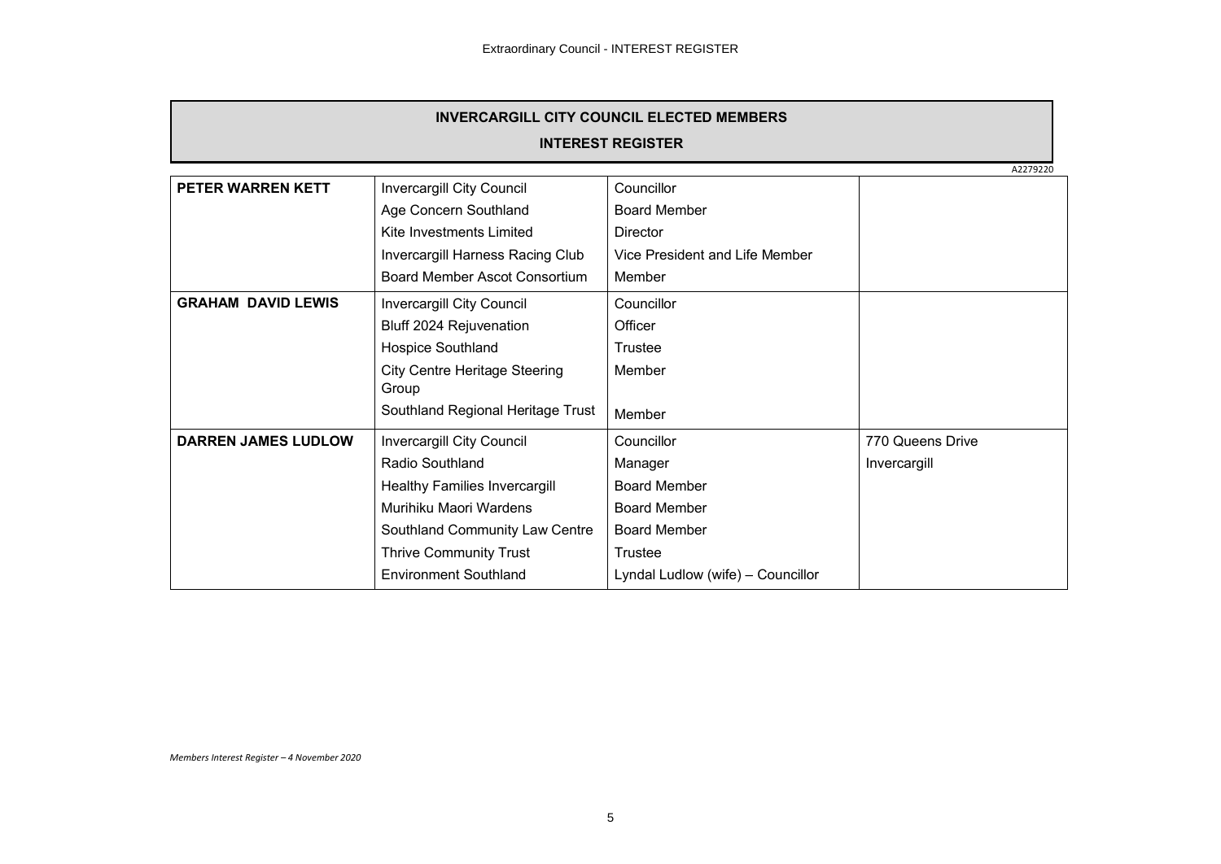**INVERCARGILL CITY COUNCIL ELECTED MEMBERS**

**INTEREST REGISTER**

A2279220

| | | | |
|---|---|---|---|
| **PETER WARREN KETT** | Invercargill City Council | Councillor | |
| | Age Concern Southland | Board Member | |
| | Kite Investments Limited | Director | |
| | Invercargill Harness Racing Club | Vice President and Life Member | |
| | Board Member Ascot Consortium | Member | |
| **GRAHAM DAVID LEWIS** | Invercargill City Council | Councillor | |
| | Bluff 2024 Rejuvenation | Officer | |
| | Hospice Southland | Trustee | |
| | City Centre Heritage Steering Group | Member | |
| | Southland Regional Heritage Trust | Member | |
| **DARREN JAMES LUDLOW** | Invercargill City Council | Councillor | 770 Queens Drive |
| | Radio Southland | Manager | Invercargill |
| | Healthy Families Invercargill | Board Member | |
| | Murihiku Maori Wardens | Board Member | |
| | Southland Community Law Centre | Board Member | |
| | Thrive Community Trust | Trustee | |
| | Environment Southland | Lyndal Ludlow (wife) – Councillor | |

*Members Interest Register – 4 November 2020*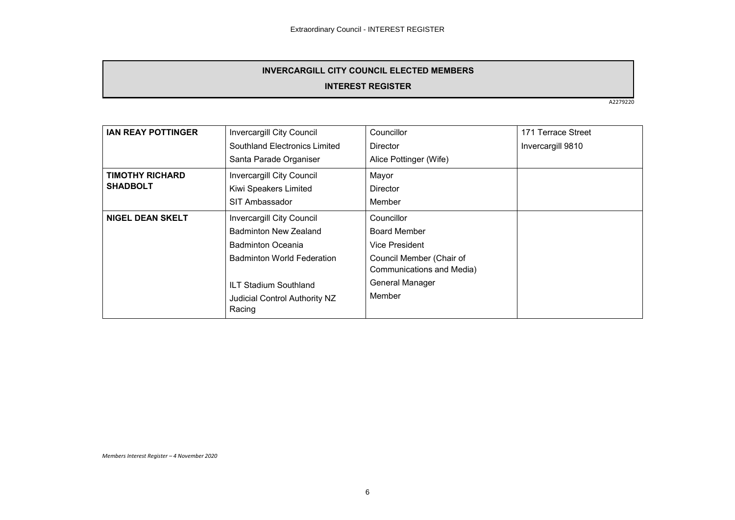**INVERCARGILL CITY COUNCIL ELECTED MEMBERS**

**INTEREST REGISTER**

A2279220

| | | | |
|---|---|---|---|
| **IAN REAY POTTINGER** | Invercargill City Council<br>Southland Electronics Limited<br>Santa Parade Organiser | Councillor<br>Director<br>Alice Pottinger (Wife) | 171 Terrace Street<br>Invercargill 9810 |
| **TIMOTHY RICHARD SHADBOLT** | Invercargill City Council<br>Kiwi Speakers Limited<br>SIT Ambassador | Mayor<br>Director<br>Member | |
| **NIGEL DEAN SKELT** | Invercargill City Council<br>Badminton New Zealand<br>Badminton Oceania<br>Badminton World Federation<br>ILT Stadium Southland<br>Judicial Control Authority NZ Racing | Councillor<br>Board Member<br>Vice President<br>Council Member (Chair of Communications and Media)<br>General Manager<br>Member | |

*Members Interest Register – 4 November 2020*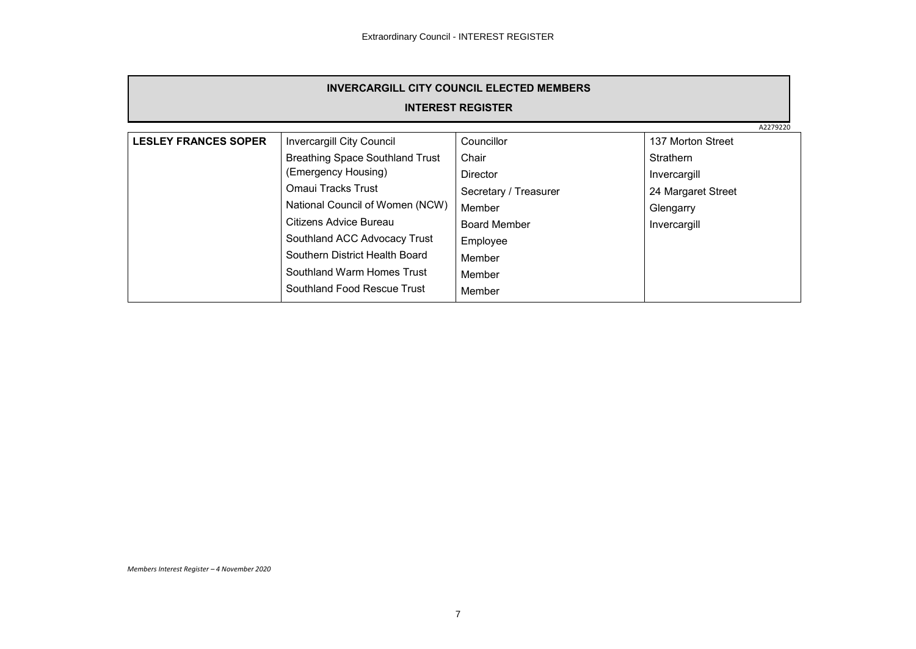## INVERCARGILL CITY COUNCIL ELECTED MEMBERS

### INTEREST REGISTER

A2279220

| | | | |
|---|---|---|---|
| **LESLEY FRANCES SOPER** | Invercargill City Council | Councillor | 137 Morton Street |
| | Breathing Space Southland Trust (Emergency Housing) | Chair | Strathern |
| | | Director | Invercargill |
| | Omaui Tracks Trust | Secretary / Treasurer | 24 Margaret Street |
| | National Council of Women (NCW) | Member | Glengarry |
| | Citizens Advice Bureau | Board Member | Invercargill |
| | Southland ACC Advocacy Trust | Employee | |
| | Southern District Health Board | Member | |
| | Southland Warm Homes Trust | Member | |
| | Southland Food Rescue Trust | Member | |

*Members Interest Register – 4 November 2020*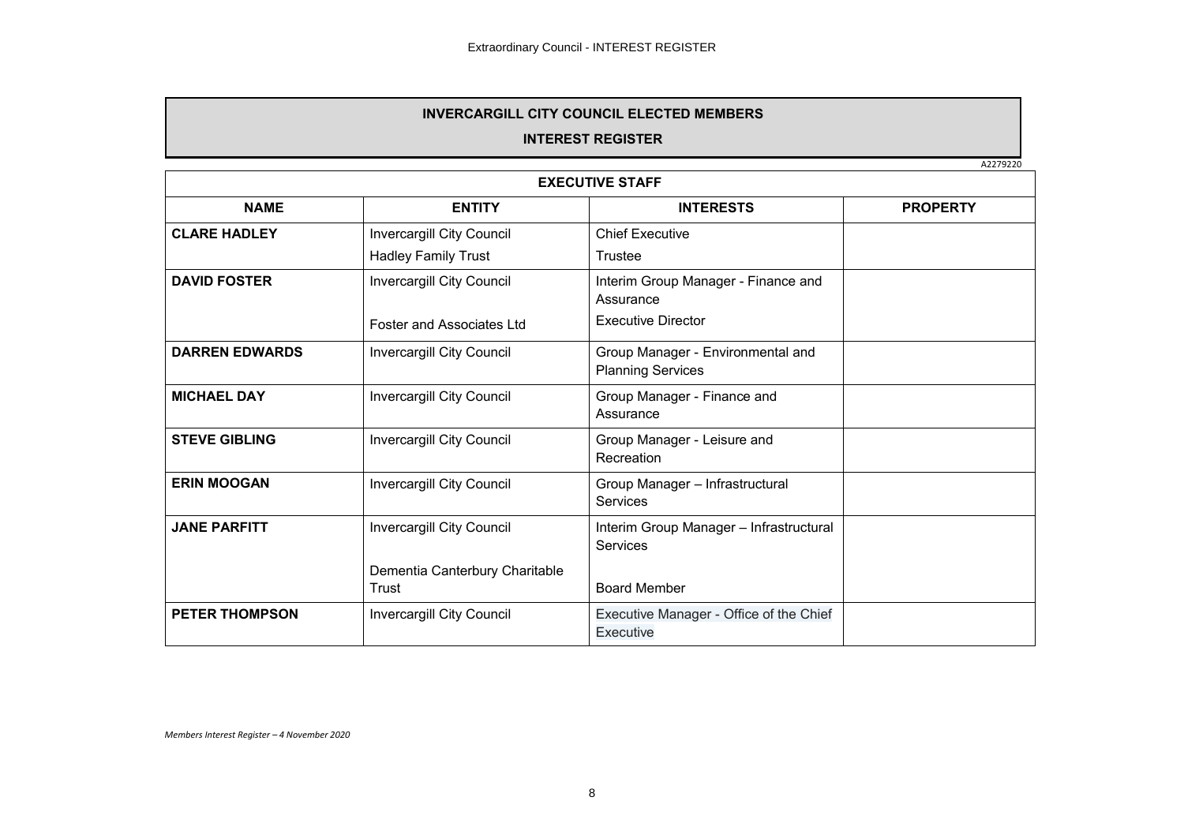**INVERCARGILL CITY COUNCIL ELECTED MEMBERS**

**INTEREST REGISTER**

A2279220

| EXECUTIVE STAFF | | | |
|---|---|---|---|
| **NAME** | **ENTITY** | **INTERESTS** | **PROPERTY** |
| **CLARE HADLEY** | Invercargill City Council<br>Hadley Family Trust | Chief Executive<br>Trustee | |
| **DAVID FOSTER** | Invercargill City Council<br>Foster and Associates Ltd | Interim Group Manager - Finance and Assurance<br>Executive Director | |
| **DARREN EDWARDS** | Invercargill City Council | Group Manager - Environmental and Planning Services | |
| **MICHAEL DAY** | Invercargill City Council | Group Manager - Finance and Assurance | |
| **STEVE GIBLING** | Invercargill City Council | Group Manager - Leisure and Recreation | |
| **ERIN MOOGAN** | Invercargill City Council | Group Manager – Infrastructural Services | |
| **JANE PARFITT** | Invercargill City Council<br>Dementia Canterbury Charitable Trust | Interim Group Manager – Infrastructural Services<br>Board Member | |
| **PETER THOMPSON** | Invercargill City Council | Executive Manager - Office of the Chief Executive | |

*Members Interest Register – 4 November 2020*